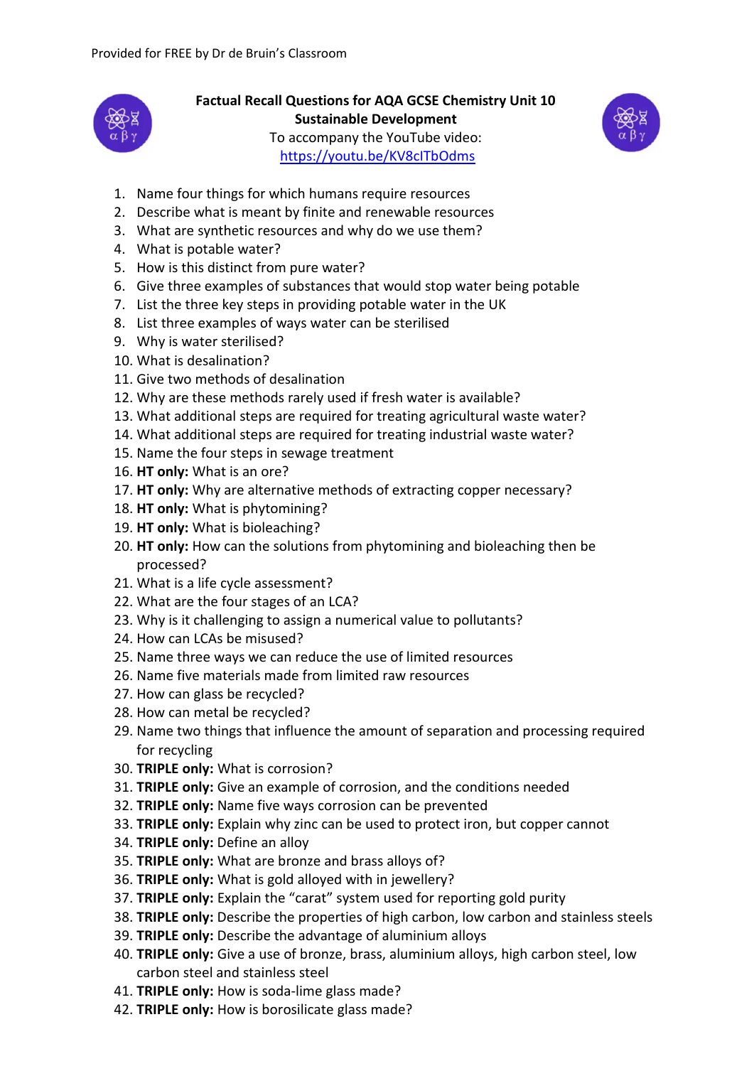Provided for FREE by Dr de Bruin's Classroom

**Factual Recall Questions for AQA GCSE Chemistry Unit 10 Sustainable Development**

To accompany the YouTube video: https://youtu.be/KV8cITbOdms

1. Name four things for which humans require resources
2. Describe what is meant by finite and renewable resources
3. What are synthetic resources and why do we use them?
4. What is potable water?
5. How is this distinct from pure water?
6. Give three examples of substances that would stop water being potable
7. List the three key steps in providing potable water in the UK
8. List three examples of ways water can be sterilised
9. Why is water sterilised?
10. What is desalination?
11. Give two methods of desalination
12. Why are these methods rarely used if fresh water is available?
13. What additional steps are required for treating agricultural waste water?
14. What additional steps are required for treating industrial waste water?
15. Name the four steps in sewage treatment
16. **HT only:** What is an ore?
17. **HT only:** Why are alternative methods of extracting copper necessary?
18. **HT only:** What is phytomining?
19. **HT only:** What is bioleaching?
20. **HT only:** How can the solutions from phytomining and bioleaching then be processed?
21. What is a life cycle assessment?
22. What are the four stages of an LCA?
23. Why is it challenging to assign a numerical value to pollutants?
24. How can LCAs be misused?
25. Name three ways we can reduce the use of limited resources
26. Name five materials made from limited raw resources
27. How can glass be recycled?
28. How can metal be recycled?
29. Name two things that influence the amount of separation and processing required for recycling
30. **TRIPLE only:** What is corrosion?
31. **TRIPLE only:** Give an example of corrosion, and the conditions needed
32. **TRIPLE only:** Name five ways corrosion can be prevented
33. **TRIPLE only:** Explain why zinc can be used to protect iron, but copper cannot
34. **TRIPLE only:** Define an alloy
35. **TRIPLE only:** What are bronze and brass alloys of?
36. **TRIPLE only:** What is gold alloyed with in jewellery?
37. **TRIPLE only:** Explain the "carat" system used for reporting gold purity
38. **TRIPLE only:** Describe the properties of high carbon, low carbon and stainless steels
39. **TRIPLE only:** Describe the advantage of aluminium alloys
40. **TRIPLE only:** Give a use of bronze, brass, aluminium alloys, high carbon steel, low carbon steel and stainless steel
41. **TRIPLE only:** How is soda-lime glass made?
42. **TRIPLE only:** How is borosilicate glass made?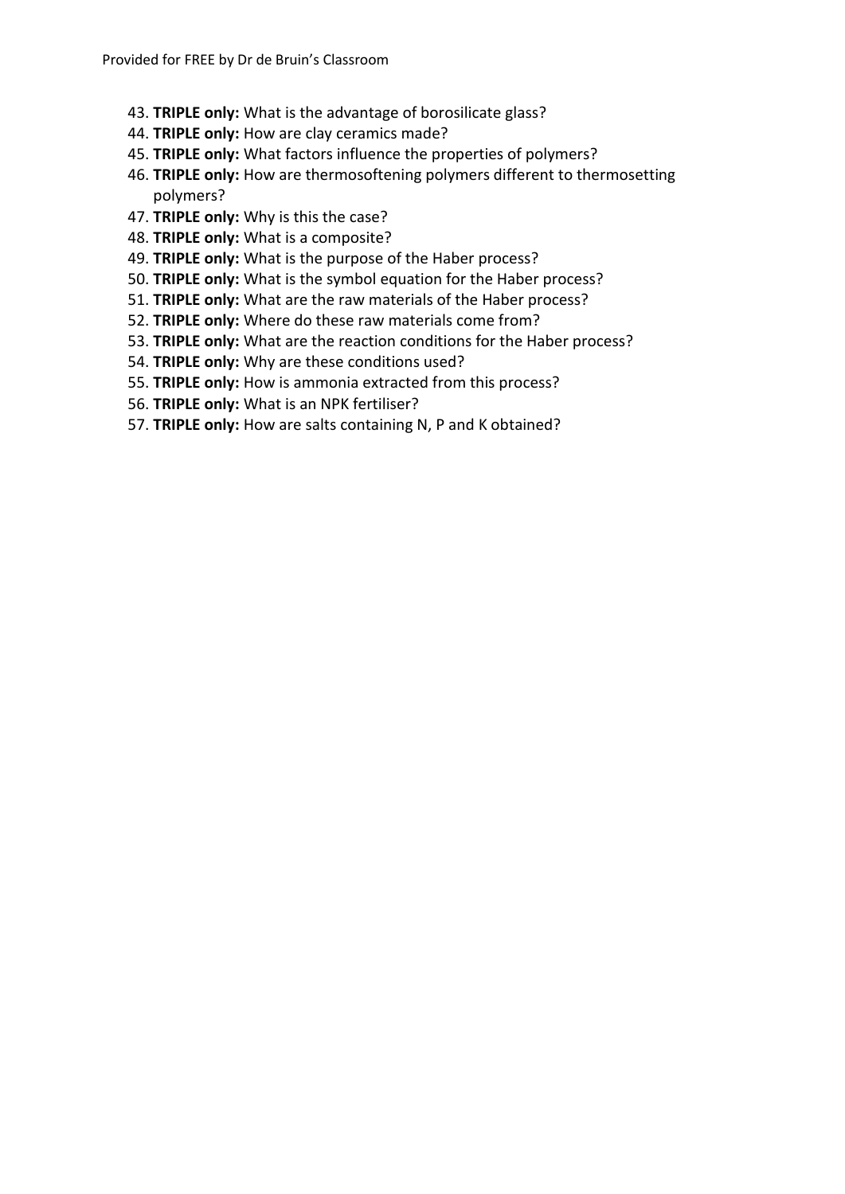43. **TRIPLE only:** What is the advantage of borosilicate glass?
44. **TRIPLE only:** How are clay ceramics made?
45. **TRIPLE only:** What factors influence the properties of polymers?
46. **TRIPLE only:** How are thermosoftening polymers different to thermosetting polymers?
47. **TRIPLE only:** Why is this the case?
48. **TRIPLE only:** What is a composite?
49. **TRIPLE only:** What is the purpose of the Haber process?
50. **TRIPLE only:** What is the symbol equation for the Haber process?
51. **TRIPLE only:** What are the raw materials of the Haber process?
52. **TRIPLE only:** Where do these raw materials come from?
53. **TRIPLE only:** What are the reaction conditions for the Haber process?
54. **TRIPLE only:** Why are these conditions used?
55. **TRIPLE only:** How is ammonia extracted from this process?
56. **TRIPLE only:** What is an NPK fertiliser?
57. **TRIPLE only:** How are salts containing N, P and K obtained?